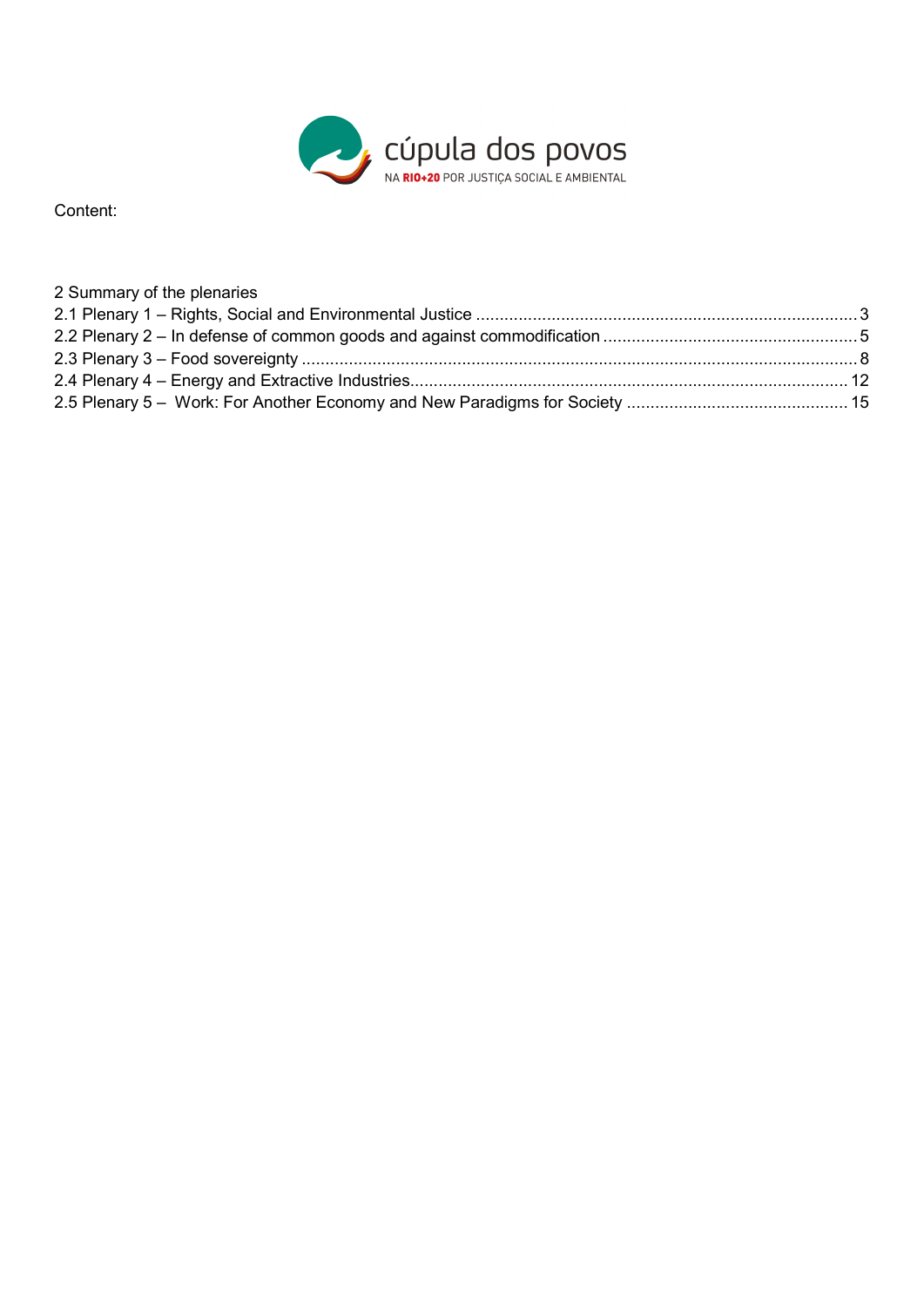cúpula dos povos
NA RIO+20 POR JUSTIÇA SOCIAL E AMBIENTAL

Content:

2 Summary of the plenaries
2.1 Plenary 1 – Rights, Social and Environmental Justice ..... 3
2.2 Plenary 2 – In defense of common goods and against commodification ..... 5
2.3 Plenary 3 – Food sovereignty ..... 8
2.4 Plenary 4 – Energy and Extractive Industries ..... 12
2.5 Plenary 5 – Work: For Another Economy and New Paradigms for Society ..... 15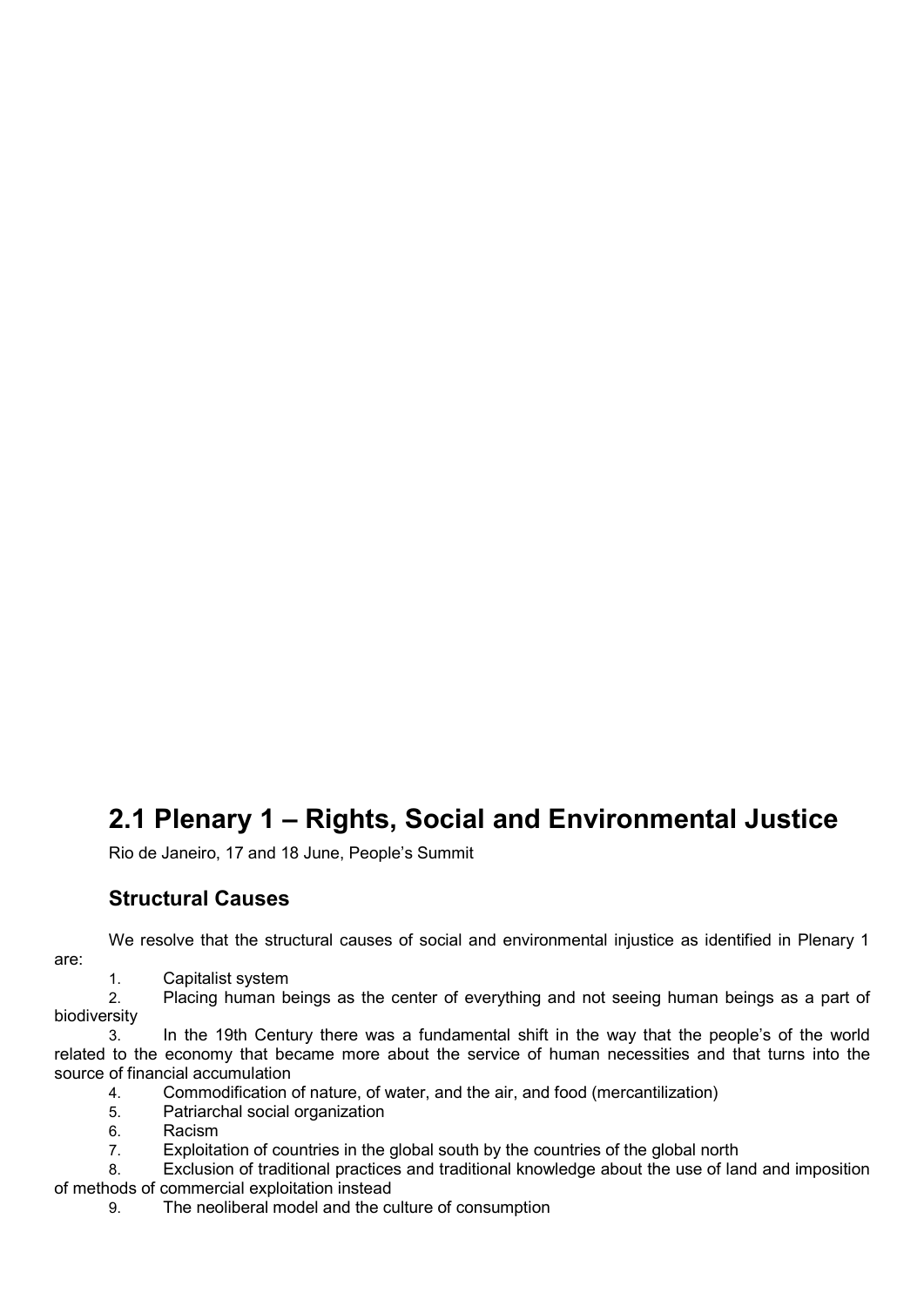## 2.1 Plenary 1 – Rights, Social and Environmental Justice

Rio de Janeiro, 17 and 18 June, People's Summit

### Structural Causes

We resolve that the structural causes of social and environmental injustice as identified in Plenary 1 are:

1. Capitalist system
2. Placing human beings as the center of everything and not seeing human beings as a part of biodiversity
3. In the 19th Century there was a fundamental shift in the way that the people's of the world related to the economy that became more about the service of human necessities and that turns into the source of financial accumulation
4. Commodification of nature, of water, and the air, and food (mercantilization)
5. Patriarchal social organization
6. Racism
7. Exploitation of countries in the global south by the countries of the global north
8. Exclusion of traditional practices and traditional knowledge about the use of land and imposition of methods of commercial exploitation instead
9. The neoliberal model and the culture of consumption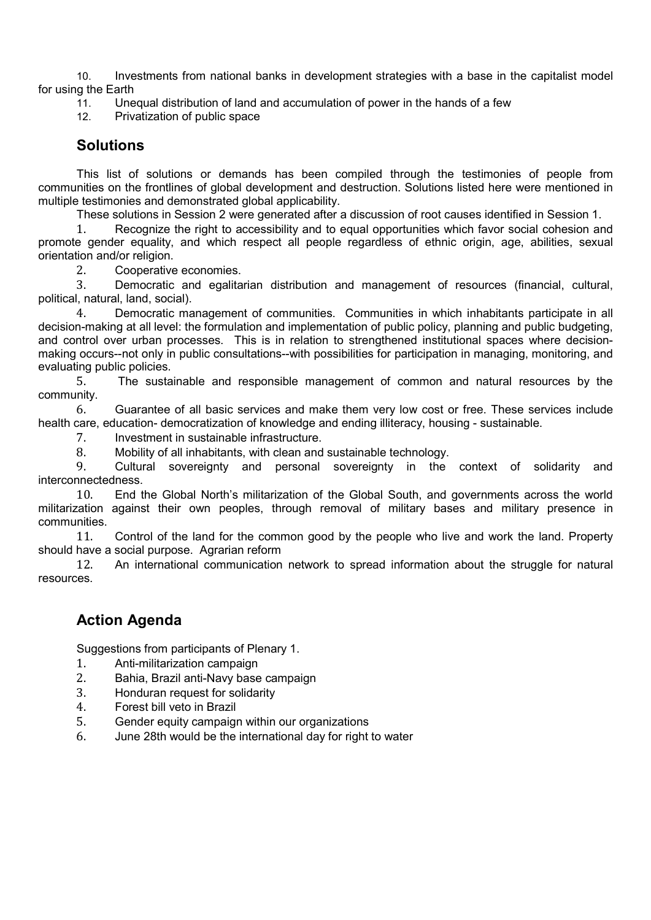10. Investments from national banks in development strategies with a base in the capitalist model for using the Earth
11. Unequal distribution of land and accumulation of power in the hands of a few
12. Privatization of public space

## Solutions

This list of solutions or demands has been compiled through the testimonies of people from communities on the frontlines of global development and destruction. Solutions listed here were mentioned in multiple testimonies and demonstrated global applicability.

These solutions in Session 2 were generated after a discussion of root causes identified in Session 1.

1. Recognize the right to accessibility and to equal opportunities which favor social cohesion and promote gender equality, and which respect all people regardless of ethnic origin, age, abilities, sexual orientation and/or religion.
2. Cooperative economies.
3. Democratic and egalitarian distribution and management of resources (financial, cultural, political, natural, land, social).
4. Democratic management of communities. Communities in which inhabitants participate in all decision-making at all level: the formulation and implementation of public policy, planning and public budgeting, and control over urban processes. This is in relation to strengthened institutional spaces where decision-making occurs--not only in public consultations--with possibilities for participation in managing, monitoring, and evaluating public policies.
5. The sustainable and responsible management of common and natural resources by the community.
6. Guarantee of all basic services and make them very low cost or free. These services include health care, education- democratization of knowledge and ending illiteracy, housing - sustainable.
7. Investment in sustainable infrastructure.
8. Mobility of all inhabitants, with clean and sustainable technology.
9. Cultural sovereignty and personal sovereignty in the context of solidarity and interconnectedness.
10. End the Global North's militarization of the Global South, and governments across the world militarization against their own peoples, through removal of military bases and military presence in communities.
11. Control of the land for the common good by the people who live and work the land. Property should have a social purpose. Agrarian reform
12. An international communication network to spread information about the struggle for natural resources.

## Action Agenda

Suggestions from participants of Plenary 1.

1. Anti-militarization campaign
2. Bahia, Brazil anti-Navy base campaign
3. Honduran request for solidarity
4. Forest bill veto in Brazil
5. Gender equity campaign within our organizations
6. June 28th would be the international day for right to water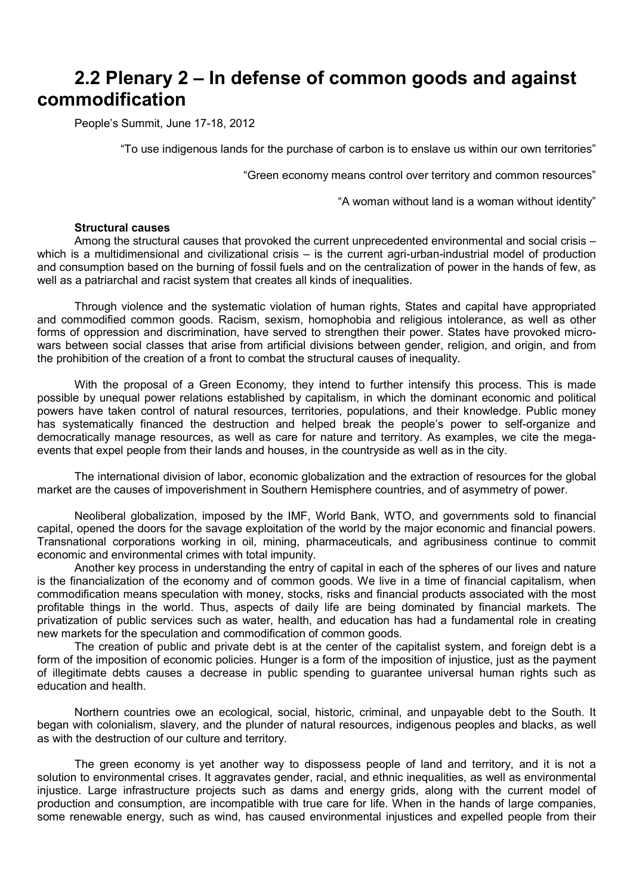# 2.2 Plenary 2 – In defense of common goods and against commodification

People's Summit, June 17-18, 2012

"To use indigenous lands for the purchase of carbon is to enslave us within our own territories"

"Green economy means control over territory and common resources"

"A woman without land is a woman without identity"

**Structural causes**

Among the structural causes that provoked the current unprecedented environmental and social crisis – which is a multidimensional and civilizational crisis – is the current agri-urban-industrial model of production and consumption based on the burning of fossil fuels and on the centralization of power in the hands of few, as well as a patriarchal and racist system that creates all kinds of inequalities.

Through violence and the systematic violation of human rights, States and capital have appropriated and commodified common goods. Racism, sexism, homophobia and religious intolerance, as well as other forms of oppression and discrimination, have served to strengthen their power. States have provoked micro-wars between social classes that arise from artificial divisions between gender, religion, and origin, and from the prohibition of the creation of a front to combat the structural causes of inequality.

With the proposal of a Green Economy, they intend to further intensify this process. This is made possible by unequal power relations established by capitalism, in which the dominant economic and political powers have taken control of natural resources, territories, populations, and their knowledge. Public money has systematically financed the destruction and helped break the people's power to self-organize and democratically manage resources, as well as care for nature and territory. As examples, we cite the mega-events that expel people from their lands and houses, in the countryside as well as in the city.

The international division of labor, economic globalization and the extraction of resources for the global market are the causes of impoverishment in Southern Hemisphere countries, and of asymmetry of power.

Neoliberal globalization, imposed by the IMF, World Bank, WTO, and governments sold to financial capital, opened the doors for the savage exploitation of the world by the major economic and financial powers. Transnational corporations working in oil, mining, pharmaceuticals, and agribusiness continue to commit economic and environmental crimes with total impunity.

Another key process in understanding the entry of capital in each of the spheres of our lives and nature is the financialization of the economy and of common goods. We live in a time of financial capitalism, when commodification means speculation with money, stocks, risks and financial products associated with the most profitable things in the world. Thus, aspects of daily life are being dominated by financial markets. The privatization of public services such as water, health, and education has had a fundamental role in creating new markets for the speculation and commodification of common goods.

The creation of public and private debt is at the center of the capitalist system, and foreign debt is a form of the imposition of economic policies. Hunger is a form of the imposition of injustice, just as the payment of illegitimate debts causes a decrease in public spending to guarantee universal human rights such as education and health.

Northern countries owe an ecological, social, historic, criminal, and unpayable debt to the South. It began with colonialism, slavery, and the plunder of natural resources, indigenous peoples and blacks, as well as with the destruction of our culture and territory.

The green economy is yet another way to dispossess people of land and territory, and it is not a solution to environmental crises. It aggravates gender, racial, and ethnic inequalities, as well as environmental injustice. Large infrastructure projects such as dams and energy grids, along with the current model of production and consumption, are incompatible with true care for life. When in the hands of large companies, some renewable energy, such as wind, has caused environmental injustices and expelled people from their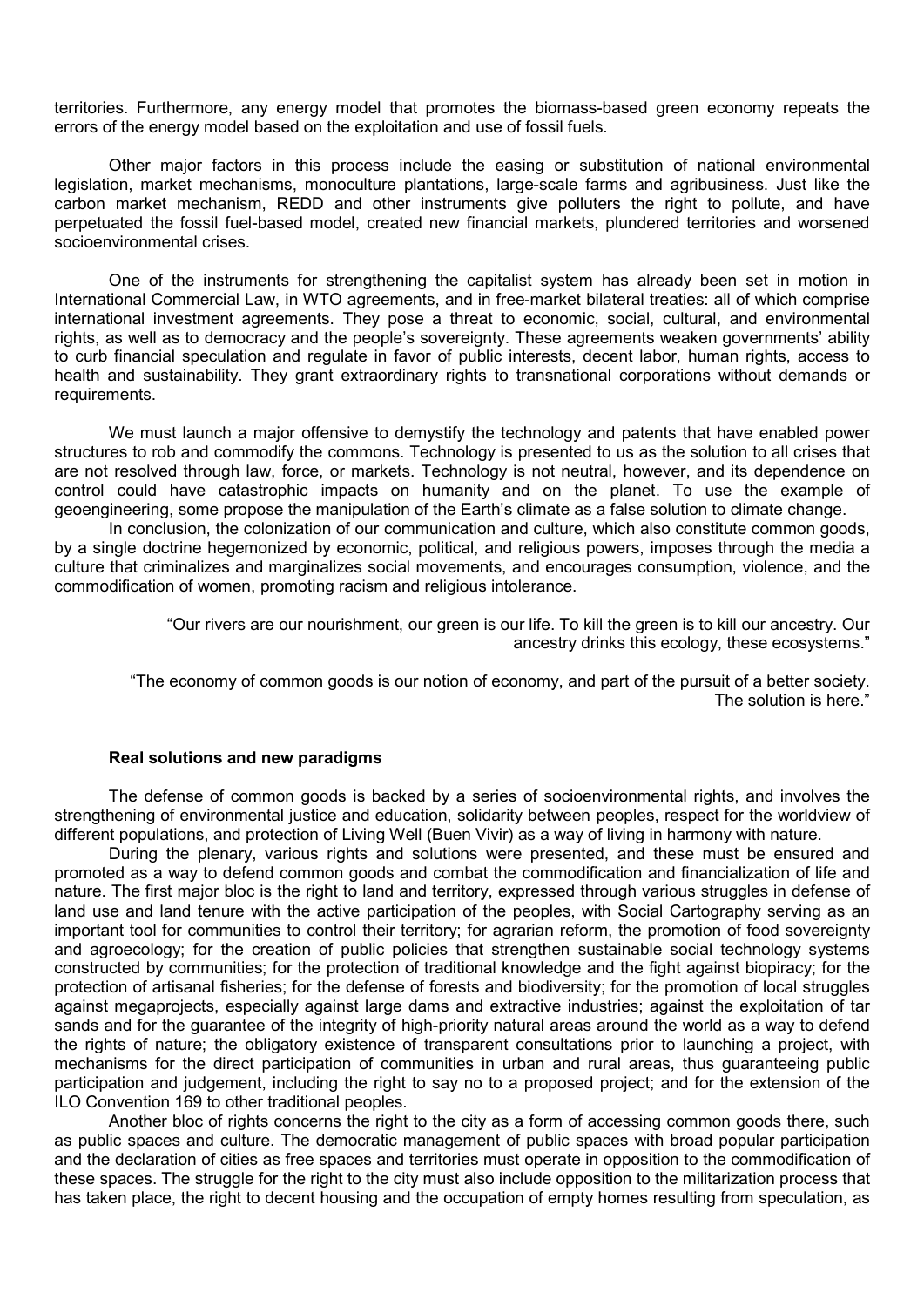territories. Furthermore, any energy model that promotes the biomass-based green economy repeats the errors of the energy model based on the exploitation and use of fossil fuels.

Other major factors in this process include the easing or substitution of national environmental legislation, market mechanisms, monoculture plantations, large-scale farms and agribusiness. Just like the carbon market mechanism, REDD and other instruments give polluters the right to pollute, and have perpetuated the fossil fuel-based model, created new financial markets, plundered territories and worsened socioenvironmental crises.

One of the instruments for strengthening the capitalist system has already been set in motion in International Commercial Law, in WTO agreements, and in free-market bilateral treaties: all of which comprise international investment agreements. They pose a threat to economic, social, cultural, and environmental rights, as well as to democracy and the people's sovereignty. These agreements weaken governments' ability to curb financial speculation and regulate in favor of public interests, decent labor, human rights, access to health and sustainability. They grant extraordinary rights to transnational corporations without demands or requirements.

We must launch a major offensive to demystify the technology and patents that have enabled power structures to rob and commodify the commons. Technology is presented to us as the solution to all crises that are not resolved through law, force, or markets. Technology is not neutral, however, and its dependence on control could have catastrophic impacts on humanity and on the planet. To use the example of geoengineering, some propose the manipulation of the Earth's climate as a false solution to climate change.

In conclusion, the colonization of our communication and culture, which also constitute common goods, by a single doctrine hegemonized by economic, political, and religious powers, imposes through the media a culture that criminalizes and marginalizes social movements, and encourages consumption, violence, and the commodification of women, promoting racism and religious intolerance.

> "Our rivers are our nourishment, our green is our life. To kill the green is to kill our ancestry. Our ancestry drinks this ecology, these ecosystems."

> "The economy of common goods is our notion of economy, and part of the pursuit of a better society. The solution is here."

**Real solutions and new paradigms**

The defense of common goods is backed by a series of socioenvironmental rights, and involves the strengthening of environmental justice and education, solidarity between peoples, respect for the worldview of different populations, and protection of Living Well (Buen Vivir) as a way of living in harmony with nature.

During the plenary, various rights and solutions were presented, and these must be ensured and promoted as a way to defend common goods and combat the commodification and financialization of life and nature. The first major bloc is the right to land and territory, expressed through various struggles in defense of land use and land tenure with the active participation of the peoples, with Social Cartography serving as an important tool for communities to control their territory; for agrarian reform, the promotion of food sovereignty and agroecology; for the creation of public policies that strengthen sustainable social technology systems constructed by communities; for the protection of traditional knowledge and the fight against biopiracy; for the protection of artisanal fisheries; for the defense of forests and biodiversity; for the promotion of local struggles against megaprojects, especially against large dams and extractive industries; against the exploitation of tar sands and for the guarantee of the integrity of high-priority natural areas around the world as a way to defend the rights of nature; the obligatory existence of transparent consultations prior to launching a project, with mechanisms for the direct participation of communities in urban and rural areas, thus guaranteeing public participation and judgement, including the right to say no to a proposed project; and for the extension of the ILO Convention 169 to other traditional peoples.

Another bloc of rights concerns the right to the city as a form of accessing common goods there, such as public spaces and culture. The democratic management of public spaces with broad popular participation and the declaration of cities as free spaces and territories must operate in opposition to the commodification of these spaces. The struggle for the right to the city must also include opposition to the militarization process that has taken place, the right to decent housing and the occupation of empty homes resulting from speculation, as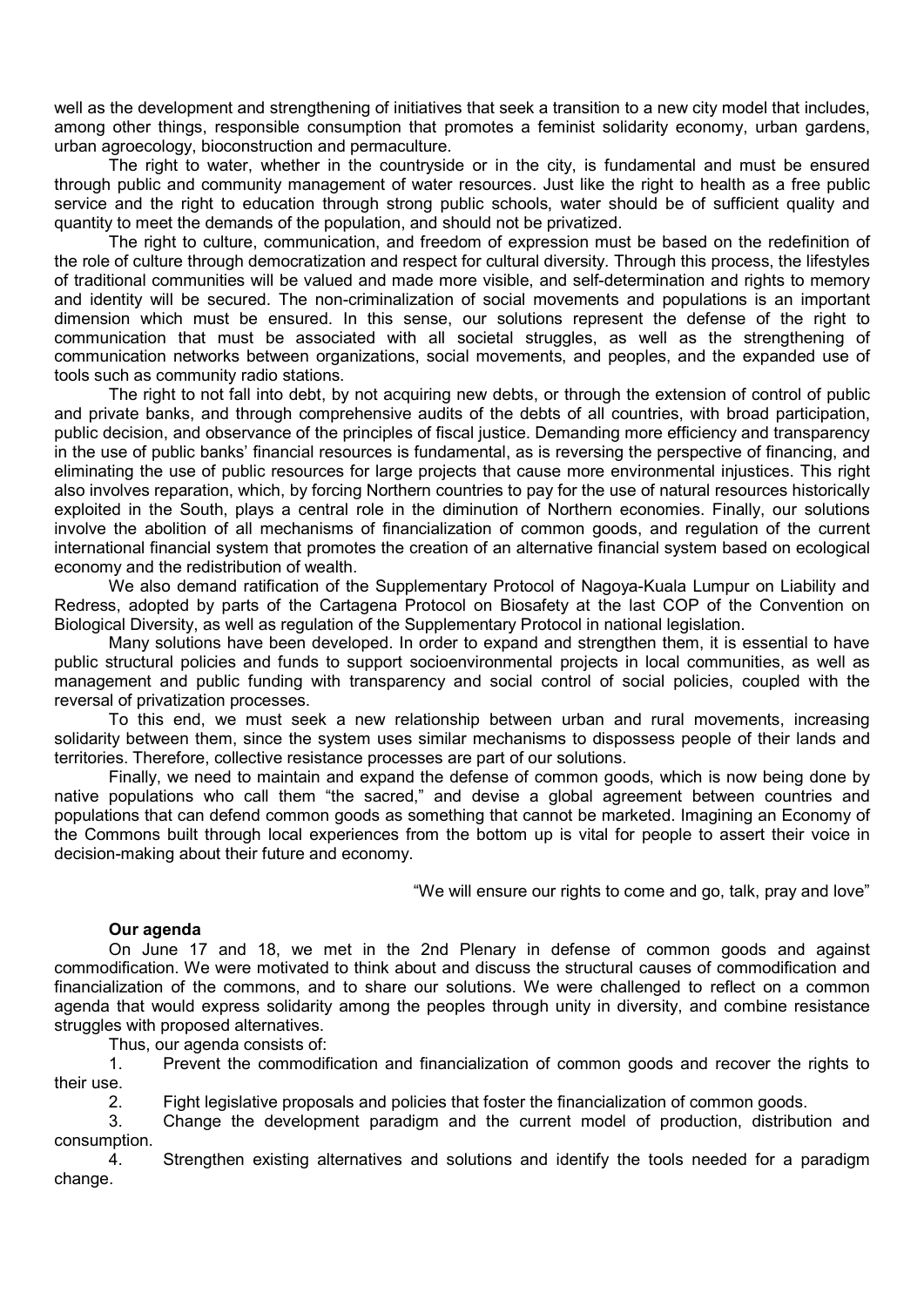well as the development and strengthening of initiatives that seek a transition to a new city model that includes, among other things, responsible consumption that promotes a feminist solidarity economy, urban gardens, urban agroecology, bioconstruction and permaculture.

The right to water, whether in the countryside or in the city, is fundamental and must be ensured through public and community management of water resources. Just like the right to health as a free public service and the right to education through strong public schools, water should be of sufficient quality and quantity to meet the demands of the population, and should not be privatized.

The right to culture, communication, and freedom of expression must be based on the redefinition of the role of culture through democratization and respect for cultural diversity. Through this process, the lifestyles of traditional communities will be valued and made more visible, and self-determination and rights to memory and identity will be secured. The non-criminalization of social movements and populations is an important dimension which must be ensured. In this sense, our solutions represent the defense of the right to communication that must be associated with all societal struggles, as well as the strengthening of communication networks between organizations, social movements, and peoples, and the expanded use of tools such as community radio stations.

The right to not fall into debt, by not acquiring new debts, or through the extension of control of public and private banks, and through comprehensive audits of the debts of all countries, with broad participation, public decision, and observance of the principles of fiscal justice. Demanding more efficiency and transparency in the use of public banks' financial resources is fundamental, as is reversing the perspective of financing, and eliminating the use of public resources for large projects that cause more environmental injustices. This right also involves reparation, which, by forcing Northern countries to pay for the use of natural resources historically exploited in the South, plays a central role in the diminution of Northern economies. Finally, our solutions involve the abolition of all mechanisms of financialization of common goods, and regulation of the current international financial system that promotes the creation of an alternative financial system based on ecological economy and the redistribution of wealth.

We also demand ratification of the Supplementary Protocol of Nagoya-Kuala Lumpur on Liability and Redress, adopted by parts of the Cartagena Protocol on Biosafety at the last COP of the Convention on Biological Diversity, as well as regulation of the Supplementary Protocol in national legislation.

Many solutions have been developed. In order to expand and strengthen them, it is essential to have public structural policies and funds to support socioenvironmental projects in local communities, as well as management and public funding with transparency and social control of social policies, coupled with the reversal of privatization processes.

To this end, we must seek a new relationship between urban and rural movements, increasing solidarity between them, since the system uses similar mechanisms to dispossess people of their lands and territories. Therefore, collective resistance processes are part of our solutions.

Finally, we need to maintain and expand the defense of common goods, which is now being done by native populations who call them "the sacred," and devise a global agreement between countries and populations that can defend common goods as something that cannot be marketed. Imagining an Economy of the Commons built through local experiences from the bottom up is vital for people to assert their voice in decision-making about their future and economy.

"We will ensure our rights to come and go, talk, pray and love"

**Our agenda**

On June 17 and 18, we met in the 2nd Plenary in defense of common goods and against commodification. We were motivated to think about and discuss the structural causes of commodification and financialization of the commons, and to share our solutions. We were challenged to reflect on a common agenda that would express solidarity among the peoples through unity in diversity, and combine resistance struggles with proposed alternatives.

Thus, our agenda consists of:

1. Prevent the commodification and financialization of common goods and recover the rights to their use.
2. Fight legislative proposals and policies that foster the financialization of common goods.
3. Change the development paradigm and the current model of production, distribution and consumption.
4. Strengthen existing alternatives and solutions and identify the tools needed for a paradigm change.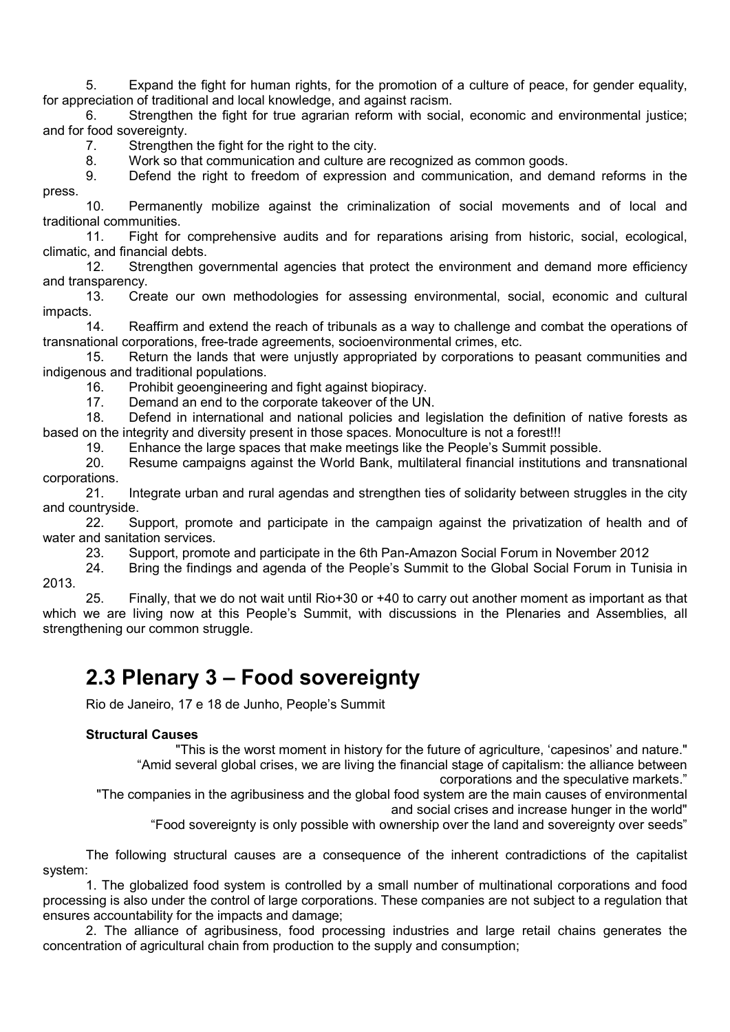5. Expand the fight for human rights, for the promotion of a culture of peace, for gender equality, for appreciation of traditional and local knowledge, and against racism.

6. Strengthen the fight for true agrarian reform with social, economic and environmental justice; and for food sovereignty.

7. Strengthen the fight for the right to the city.

8. Work so that communication and culture are recognized as common goods.

9. Defend the right to freedom of expression and communication, and demand reforms in the press.

10. Permanently mobilize against the criminalization of social movements and of local and traditional communities.

11. Fight for comprehensive audits and for reparations arising from historic, social, ecological, climatic, and financial debts.

12. Strengthen governmental agencies that protect the environment and demand more efficiency and transparency.

13. Create our own methodologies for assessing environmental, social, economic and cultural impacts.

14. Reaffirm and extend the reach of tribunals as a way to challenge and combat the operations of transnational corporations, free-trade agreements, socioenvironmental crimes, etc.

15. Return the lands that were unjustly appropriated by corporations to peasant communities and indigenous and traditional populations.

16. Prohibit geoengineering and fight against biopiracy.

17. Demand an end to the corporate takeover of the UN.

18. Defend in international and national policies and legislation the definition of native forests as based on the integrity and diversity present in those spaces. Monoculture is not a forest!!!

19. Enhance the large spaces that make meetings like the People's Summit possible.

20. Resume campaigns against the World Bank, multilateral financial institutions and transnational corporations.

21. Integrate urban and rural agendas and strengthen ties of solidarity between struggles in the city and countryside.

22. Support, promote and participate in the campaign against the privatization of health and of water and sanitation services.

23. Support, promote and participate in the 6th Pan-Amazon Social Forum in November 2012

24. Bring the findings and agenda of the People's Summit to the Global Social Forum in Tunisia in 2013.

25. Finally, that we do not wait until Rio+30 or +40 to carry out another moment as important as that which we are living now at this People's Summit, with discussions in the Plenaries and Assemblies, all strengthening our common struggle.

## 2.3 Plenary 3 – Food sovereignty

Rio de Janeiro, 17 e 18 de Junho, People's Summit

**Structural Causes**

"This is the worst moment in history for the future of agriculture, 'capesinos' and nature."

"Amid several global crises, we are living the financial stage of capitalism: the alliance between corporations and the speculative markets."

"The companies in the agribusiness and the global food system are the main causes of environmental and social crises and increase hunger in the world"

"Food sovereignty is only possible with ownership over the land and sovereignty over seeds"

The following structural causes are a consequence of the inherent contradictions of the capitalist system:

1. The globalized food system is controlled by a small number of multinational corporations and food processing is also under the control of large corporations. These companies are not subject to a regulation that ensures accountability for the impacts and damage;

2. The alliance of agribusiness, food processing industries and large retail chains generates the concentration of agricultural chain from production to the supply and consumption;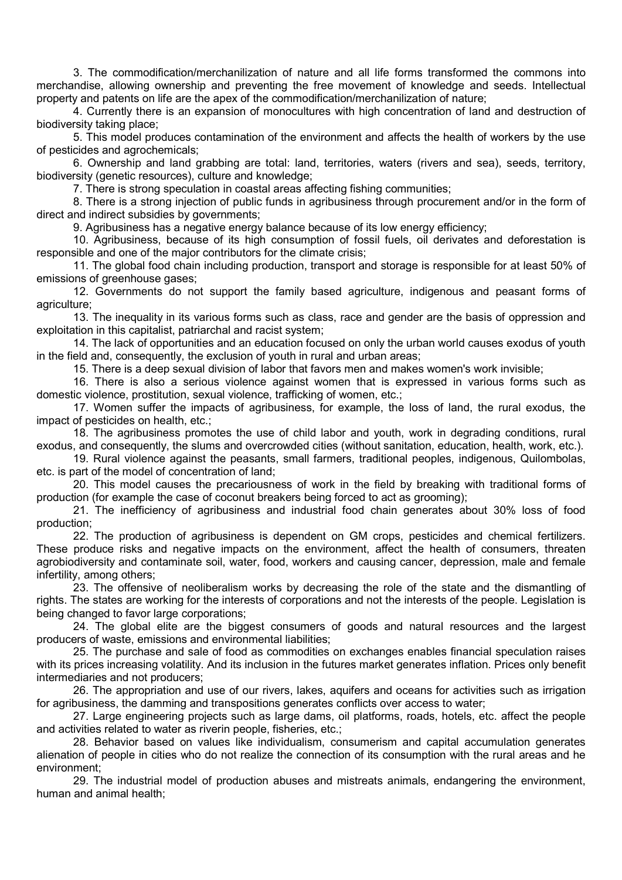3. The commodification/merchanilization of nature and all life forms transformed the commons into merchandise, allowing ownership and preventing the free movement of knowledge and seeds. Intellectual property and patents on life are the apex of the commodification/merchanilization of nature;

4. Currently there is an expansion of monocultures with high concentration of land and destruction of biodiversity taking place;

5. This model produces contamination of the environment and affects the health of workers by the use of pesticides and agrochemicals;

6. Ownership and land grabbing are total: land, territories, waters (rivers and sea), seeds, territory, biodiversity (genetic resources), culture and knowledge;

7. There is strong speculation in coastal areas affecting fishing communities;

8. There is a strong injection of public funds in agribusiness through procurement and/or in the form of direct and indirect subsidies by governments;

9. Agribusiness has a negative energy balance because of its low energy efficiency;

10. Agribusiness, because of its high consumption of fossil fuels, oil derivates and deforestation is responsible and one of the major contributors for the climate crisis;

11. The global food chain including production, transport and storage is responsible for at least 50% of emissions of greenhouse gases;

12. Governments do not support the family based agriculture, indigenous and peasant forms of agriculture;

13. The inequality in its various forms such as class, race and gender are the basis of oppression and exploitation in this capitalist, patriarchal and racist system;

14. The lack of opportunities and an education focused on only the urban world causes exodus of youth in the field and, consequently, the exclusion of youth in rural and urban areas;

15. There is a deep sexual division of labor that favors men and makes women's work invisible;

16. There is also a serious violence against women that is expressed in various forms such as domestic violence, prostitution, sexual violence, trafficking of women, etc.;

17. Women suffer the impacts of agribusiness, for example, the loss of land, the rural exodus, the impact of pesticides on health, etc.;

18. The agribusiness promotes the use of child labor and youth, work in degrading conditions, rural exodus, and consequently, the slums and overcrowded cities (without sanitation, education, health, work, etc.).

19. Rural violence against the peasants, small farmers, traditional peoples, indigenous, Quilombolas, etc. is part of the model of concentration of land;

20. This model causes the precariousness of work in the field by breaking with traditional forms of production (for example the case of coconut breakers being forced to act as grooming);

21. The inefficiency of agribusiness and industrial food chain generates about 30% loss of food production;

22. The production of agribusiness is dependent on GM crops, pesticides and chemical fertilizers. These produce risks and negative impacts on the environment, affect the health of consumers, threaten agrobiodiversity and contaminate soil, water, food, workers and causing cancer, depression, male and female infertility, among others;

23. The offensive of neoliberalism works by decreasing the role of the state and the dismantling of rights. The states are working for the interests of corporations and not the interests of the people. Legislation is being changed to favor large corporations;

24. The global elite are the biggest consumers of goods and natural resources and the largest producers of waste, emissions and environmental liabilities;

25. The purchase and sale of food as commodities on exchanges enables financial speculation raises with its prices increasing volatility. And its inclusion in the futures market generates inflation. Prices only benefit intermediaries and not producers;

26. The appropriation and use of our rivers, lakes, aquifers and oceans for activities such as irrigation for agribusiness, the damming and transpositions generates conflicts over access to water;

27. Large engineering projects such as large dams, oil platforms, roads, hotels, etc. affect the people and activities related to water as riverin people, fisheries, etc.;

28. Behavior based on values like individualism, consumerism and capital accumulation generates alienation of people in cities who do not realize the connection of its consumption with the rural areas and he environment;

29. The industrial model of production abuses and mistreats animals, endangering the environment, human and animal health;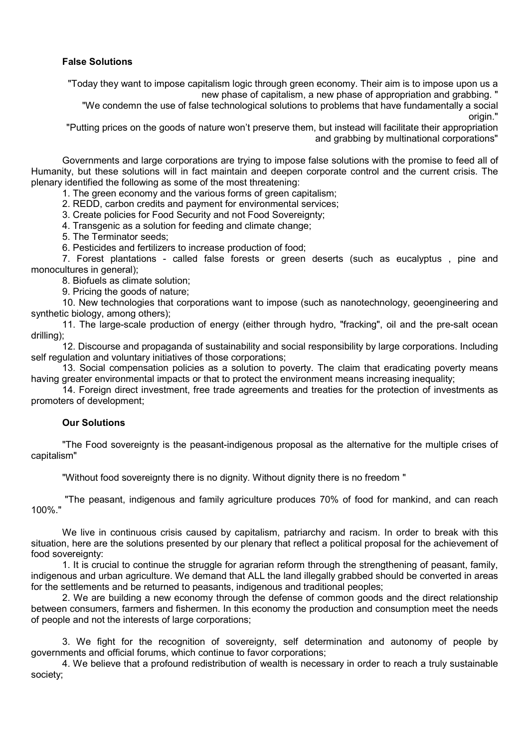**False Solutions**

"Today they want to impose capitalism logic through green economy. Their aim is to impose upon us a new phase of capitalism, a new phase of appropriation and grabbing. "

"We condemn the use of false technological solutions to problems that have fundamentally a social origin."

"Putting prices on the goods of nature won't preserve them, but instead will facilitate their appropriation and grabbing by multinational corporations"

Governments and large corporations are trying to impose false solutions with the promise to feed all of Humanity, but these solutions will in fact maintain and deepen corporate control and the current crisis. The plenary identified the following as some of the most threatening:

1. The green economy and the various forms of green capitalism;
2. REDD, carbon credits and payment for environmental services;
3. Create policies for Food Security and not Food Sovereignty;
4. Transgenic as a solution for feeding and climate change;
5. The Terminator seeds;
6. Pesticides and fertilizers to increase production of food;
7. Forest plantations - called false forests or green deserts (such as eucalyptus , pine and monocultures in general);
8. Biofuels as climate solution;
9. Pricing the goods of nature;
10. New technologies that corporations want to impose (such as nanotechnology, geoengineering and synthetic biology, among others);
11. The large-scale production of energy (either through hydro, "fracking", oil and the pre-salt ocean drilling);
12. Discourse and propaganda of sustainability and social responsibility by large corporations. Including self regulation and voluntary initiatives of those corporations;
13. Social compensation policies as a solution to poverty. The claim that eradicating poverty means having greater environmental impacts or that to protect the environment means increasing inequality;
14. Foreign direct investment, free trade agreements and treaties for the protection of investments as promoters of development;

**Our Solutions**

"The Food sovereignty is the peasant-indigenous proposal as the alternative for the multiple crises of capitalism"

"Without food sovereignty there is no dignity. Without dignity there is no freedom "

"The peasant, indigenous and family agriculture produces 70% of food for mankind, and can reach 100%."

We live in continuous crisis caused by capitalism, patriarchy and racism. In order to break with this situation, here are the solutions presented by our plenary that reflect a political proposal for the achievement of food sovereignty:

1. It is crucial to continue the struggle for agrarian reform through the strengthening of peasant, family, indigenous and urban agriculture. We demand that ALL the land illegally grabbed should be converted in areas for the settlements and be returned to peasants, indigenous and traditional peoples;
2. We are building a new economy through the defense of common goods and the direct relationship between consumers, farmers and fishermen. In this economy the production and consumption meet the needs of people and not the interests of large corporations;
3. We fight for the recognition of sovereignty, self determination and autonomy of people by governments and official forums, which continue to favor corporations;
4. We believe that a profound redistribution of wealth is necessary in order to reach a truly sustainable society;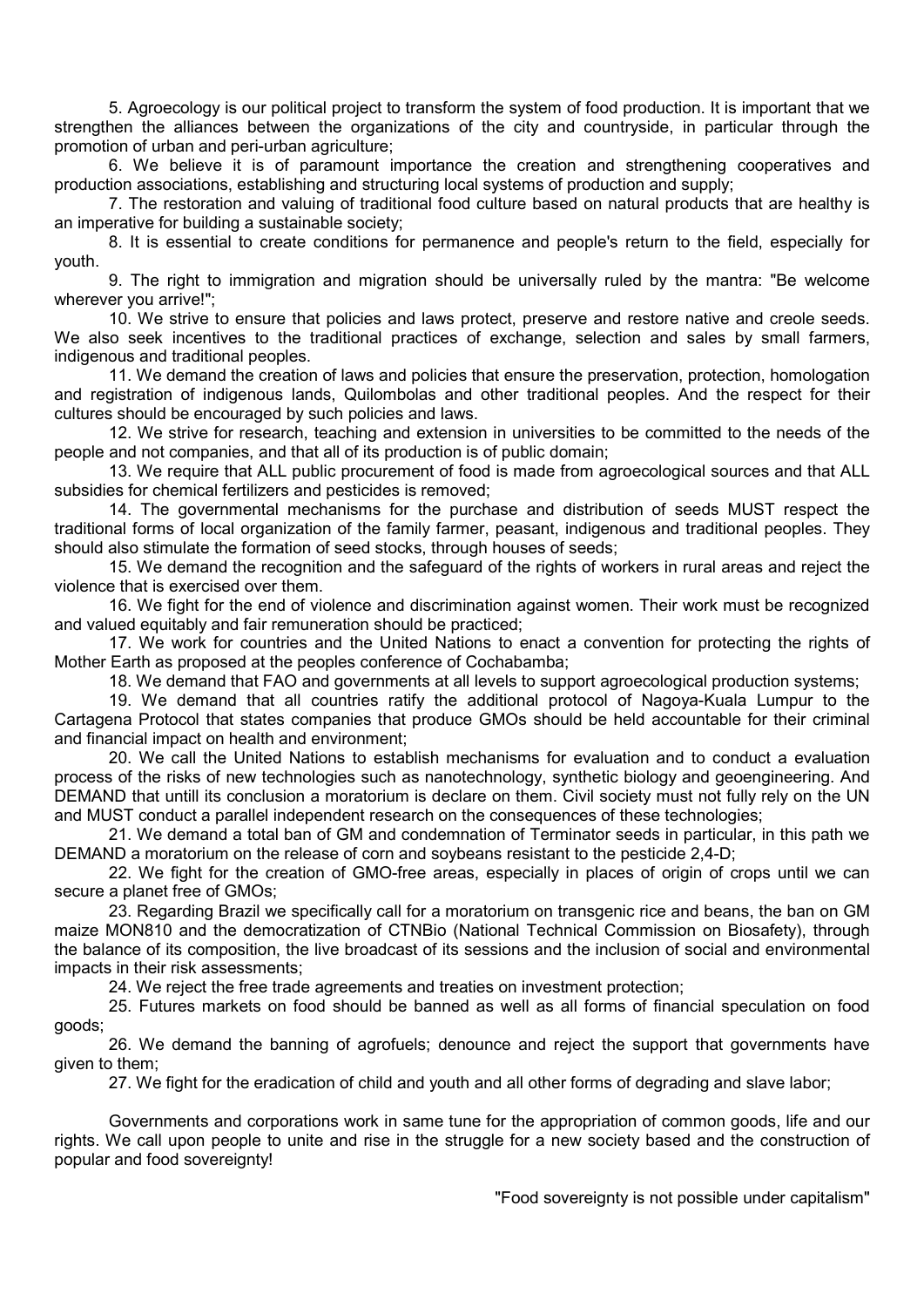5. Agroecology is our political project to transform the system of food production. It is important that we strengthen the alliances between the organizations of the city and countryside, in particular through the promotion of urban and peri-urban agriculture;

6. We believe it is of paramount importance the creation and strengthening cooperatives and production associations, establishing and structuring local systems of production and supply;

7. The restoration and valuing of traditional food culture based on natural products that are healthy is an imperative for building a sustainable society;

8. It is essential to create conditions for permanence and people's return to the field, especially for youth.

9. The right to immigration and migration should be universally ruled by the mantra: "Be welcome wherever you arrive!";

10. We strive to ensure that policies and laws protect, preserve and restore native and creole seeds. We also seek incentives to the traditional practices of exchange, selection and sales by small farmers, indigenous and traditional peoples.

11. We demand the creation of laws and policies that ensure the preservation, protection, homologation and registration of indigenous lands, Quilombolas and other traditional peoples. And the respect for their cultures should be encouraged by such policies and laws.

12. We strive for research, teaching and extension in universities to be committed to the needs of the people and not companies, and that all of its production is of public domain;

13. We require that ALL public procurement of food is made from agroecological sources and that ALL subsidies for chemical fertilizers and pesticides is removed;

14. The governmental mechanisms for the purchase and distribution of seeds MUST respect the traditional forms of local organization of the family farmer, peasant, indigenous and traditional peoples. They should also stimulate the formation of seed stocks, through houses of seeds;

15. We demand the recognition and the safeguard of the rights of workers in rural areas and reject the violence that is exercised over them.

16. We fight for the end of violence and discrimination against women. Their work must be recognized and valued equitably and fair remuneration should be practiced;

17. We work for countries and the United Nations to enact a convention for protecting the rights of Mother Earth as proposed at the peoples conference of Cochabamba;

18. We demand that FAO and governments at all levels to support agroecological production systems;

19. We demand that all countries ratify the additional protocol of Nagoya-Kuala Lumpur to the Cartagena Protocol that states companies that produce GMOs should be held accountable for their criminal and financial impact on health and environment;

20. We call the United Nations to establish mechanisms for evaluation and to conduct a evaluation process of the risks of new technologies such as nanotechnology, synthetic biology and geoengineering. And DEMAND that untill its conclusion a moratorium is declare on them. Civil society must not fully rely on the UN and MUST conduct a parallel independent research on the consequences of these technologies;

21. We demand a total ban of GM and condemnation of Terminator seeds in particular, in this path we DEMAND a moratorium on the release of corn and soybeans resistant to the pesticide 2,4-D;

22. We fight for the creation of GMO-free areas, especially in places of origin of crops until we can secure a planet free of GMOs;

23. Regarding Brazil we specifically call for a moratorium on transgenic rice and beans, the ban on GM maize MON810 and the democratization of CTNBio (National Technical Commission on Biosafety), through the balance of its composition, the live broadcast of its sessions and the inclusion of social and environmental impacts in their risk assessments;

24. We reject the free trade agreements and treaties on investment protection;

25. Futures markets on food should be banned as well as all forms of financial speculation on food goods;

26. We demand the banning of agrofuels; denounce and reject the support that governments have given to them;

27. We fight for the eradication of child and youth and all other forms of degrading and slave labor;

Governments and corporations work in same tune for the appropriation of common goods, life and our rights. We call upon people to unite and rise in the struggle for a new society based and the construction of popular and food sovereignty!

"Food sovereignty is not possible under capitalism"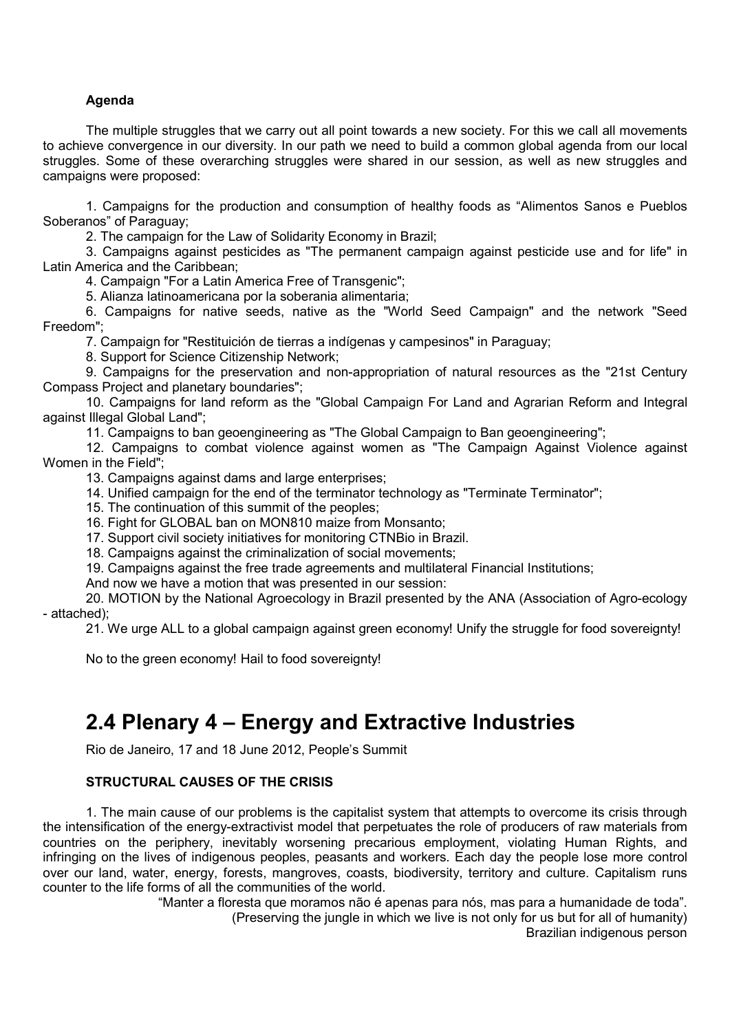**Agenda**

The multiple struggles that we carry out all point towards a new society. For this we call all movements to achieve convergence in our diversity. In our path we need to build a common global agenda from our local struggles. Some of these overarching struggles were shared in our session, as well as new struggles and campaigns were proposed:

1. Campaigns for the production and consumption of healthy foods as “Alimentos Sanos e Pueblos Soberanos” of Paraguay;
2. The campaign for the Law of Solidarity Economy in Brazil;
3. Campaigns against pesticides as "The permanent campaign against pesticide use and for life" in Latin America and the Caribbean;
4. Campaign "For a Latin America Free of Transgenic";
5. Alianza latinoamericana por la soberania alimentaria;
6. Campaigns for native seeds, native as the "World Seed Campaign" and the network "Seed Freedom";
7. Campaign for "Restituición de tierras a indígenas y campesinos" in Paraguay;
8. Support for Science Citizenship Network;
9. Campaigns for the preservation and non-appropriation of natural resources as the "21st Century Compass Project and planetary boundaries";
10. Campaigns for land reform as the "Global Campaign For Land and Agrarian Reform and Integral against Illegal Global Land";
11. Campaigns to ban geoengineering as "The Global Campaign to Ban geoengineering";
12. Campaigns to combat violence against women as "The Campaign Against Violence against Women in the Field";
13. Campaigns against dams and large enterprises;
14. Unified campaign for the end of the terminator technology as "Terminate Terminator";
15. The continuation of this summit of the peoples;
16. Fight for GLOBAL ban on MON810 maize from Monsanto;
17. Support civil society initiatives for monitoring CTNBio in Brazil.
18. Campaigns against the criminalization of social movements;
19. Campaigns against the free trade agreements and multilateral Financial Institutions;

And now we have a motion that was presented in our session:

20. MOTION by the National Agroecology in Brazil presented by the ANA (Association of Agro-ecology - attached);
21. We urge ALL to a global campaign against green economy! Unify the struggle for food sovereignty!

No to the green economy! Hail to food sovereignty!

## 2.4 Plenary 4 – Energy and Extractive Industries

Rio de Janeiro, 17 and 18 June 2012, People’s Summit

**STRUCTURAL CAUSES OF THE CRISIS**

1. The main cause of our problems is the capitalist system that attempts to overcome its crisis through the intensification of the energy-extractivist model that perpetuates the role of producers of raw materials from countries on the periphery, inevitably worsening precarious employment, violating Human Rights, and infringing on the lives of indigenous peoples, peasants and workers. Each day the people lose more control over our land, water, energy, forests, mangroves, coasts, biodiversity, territory and culture. Capitalism runs counter to the life forms of all the communities of the world.

“Manter a floresta que moramos não é apenas para nós, mas para a humanidade de toda”.
(Preserving the jungle in which we live is not only for us but for all of humanity)
Brazilian indigenous person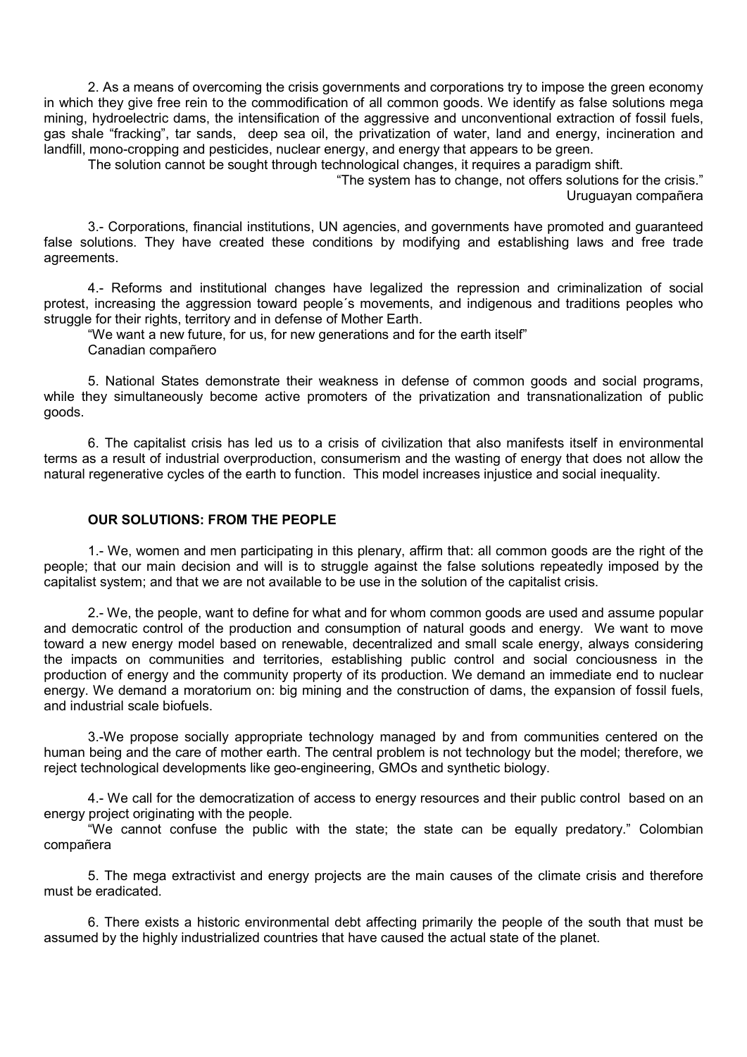2. As a means of overcoming the crisis governments and corporations try to impose the green economy in which they give free rein to the commodification of all common goods. We identify as false solutions mega mining, hydroelectric dams, the intensification of the aggressive and unconventional extraction of fossil fuels, gas shale "fracking", tar sands, deep sea oil, the privatization of water, land and energy, incineration and landfill, mono-cropping and pesticides, nuclear energy, and energy that appears to be green.

The solution cannot be sought through technological changes, it requires a paradigm shift.

"The system has to change, not offers solutions for the crisis."
Uruguayan compañera

3.- Corporations, financial institutions, UN agencies, and governments have promoted and guaranteed false solutions. They have created these conditions by modifying and establishing laws and free trade agreements.

4.- Reforms and institutional changes have legalized the repression and criminalization of social protest, increasing the aggression toward people´s movements, and indigenous and traditions peoples who struggle for their rights, territory and in defense of Mother Earth.

"We want a new future, for us, for new generations and for the earth itself"
Canadian compañero

5. National States demonstrate their weakness in defense of common goods and social programs, while they simultaneously become active promoters of the privatization and transnationalization of public goods.

6. The capitalist crisis has led us to a crisis of civilization that also manifests itself in environmental terms as a result of industrial overproduction, consumerism and the wasting of energy that does not allow the natural regenerative cycles of the earth to function. This model increases injustice and social inequality.

**OUR SOLUTIONS: FROM THE PEOPLE**

1.- We, women and men participating in this plenary, affirm that: all common goods are the right of the people; that our main decision and will is to struggle against the false solutions repeatedly imposed by the capitalist system; and that we are not available to be use in the solution of the capitalist crisis.

2.- We, the people, want to define for what and for whom common goods are used and assume popular and democratic control of the production and consumption of natural goods and energy. We want to move toward a new energy model based on renewable, decentralized and small scale energy, always considering the impacts on communities and territories, establishing public control and social conciousness in the production of energy and the community property of its production. We demand an immediate end to nuclear energy. We demand a moratorium on: big mining and the construction of dams, the expansion of fossil fuels, and industrial scale biofuels.

3.-We propose socially appropriate technology managed by and from communities centered on the human being and the care of mother earth. The central problem is not technology but the model; therefore, we reject technological developments like geo-engineering, GMOs and synthetic biology.

4.- We call for the democratization of access to energy resources and their public control based on an energy project originating with the people.

"We cannot confuse the public with the state; the state can be equally predatory." Colombian compañera

5. The mega extractivist and energy projects are the main causes of the climate crisis and therefore must be eradicated.

6. There exists a historic environmental debt affecting primarily the people of the south that must be assumed by the highly industrialized countries that have caused the actual state of the planet.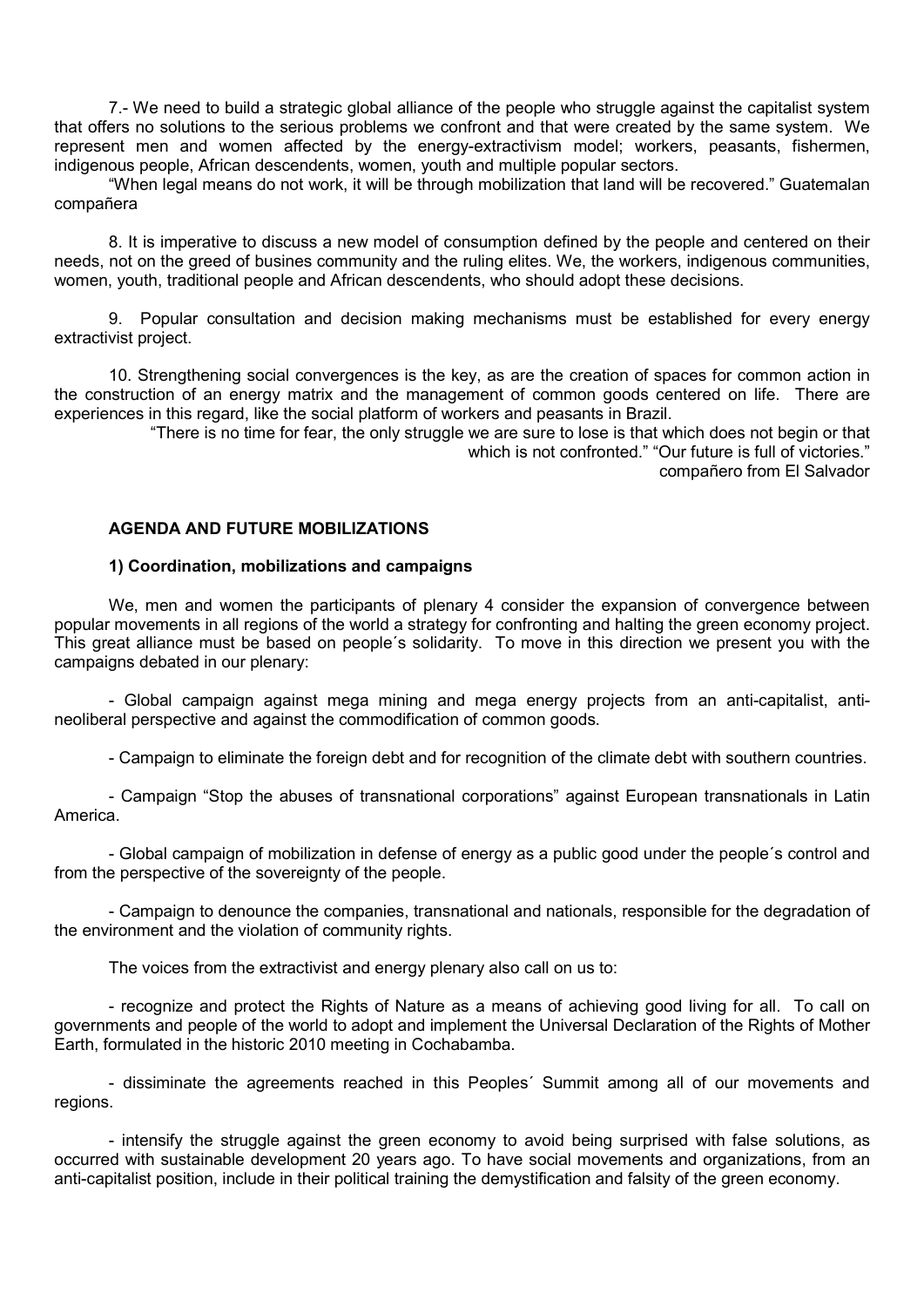7.- We need to build a strategic global alliance of the people who struggle against the capitalist system that offers no solutions to the serious problems we confront and that were created by the same system. We represent men and women affected by the energy-extractivism model; workers, peasants, fishermen, indigenous people, African descendents, women, youth and multiple popular sectors.

"When legal means do not work, it will be through mobilization that land will be recovered." Guatemalan compañera

8. It is imperative to discuss a new model of consumption defined by the people and centered on their needs, not on the greed of busines community and the ruling elites. We, the workers, indigenous communities, women, youth, traditional people and African descendents, who should adopt these decisions.

9. Popular consultation and decision making mechanisms must be established for every energy extractivist project.

10. Strengthening social convergences is the key, as are the creation of spaces for common action in the construction of an energy matrix and the management of common goods centered on life. There are experiences in this regard, like the social platform of workers and peasants in Brazil.

"There is no time for fear, the only struggle we are sure to lose is that which does not begin or that which is not confronted." "Our future is full of victories."
compañero from El Salvador

**AGENDA AND FUTURE MOBILIZATIONS**

**1) Coordination, mobilizations and campaigns**

We, men and women the participants of plenary 4 consider the expansion of convergence between popular movements in all regions of the world a strategy for confronting and halting the green economy project. This great alliance must be based on people´s solidarity. To move in this direction we present you with the campaigns debated in our plenary:

- Global campaign against mega mining and mega energy projects from an anti-capitalist, anti-neoliberal perspective and against the commodification of common goods.

- Campaign to eliminate the foreign debt and for recognition of the climate debt with southern countries.

- Campaign "Stop the abuses of transnational corporations" against European transnationals in Latin America.

- Global campaign of mobilization in defense of energy as a public good under the people´s control and from the perspective of the sovereignty of the people.

- Campaign to denounce the companies, transnational and nationals, responsible for the degradation of the environment and the violation of community rights.

The voices from the extractivist and energy plenary also call on us to:

- recognize and protect the Rights of Nature as a means of achieving good living for all. To call on governments and people of the world to adopt and implement the Universal Declaration of the Rights of Mother Earth, formulated in the historic 2010 meeting in Cochabamba.

- dissiminate the agreements reached in this Peoples´ Summit among all of our movements and regions.

- intensify the struggle against the green economy to avoid being surprised with false solutions, as occurred with sustainable development 20 years ago. To have social movements and organizations, from an anti-capitalist position, include in their political training the demystification and falsity of the green economy.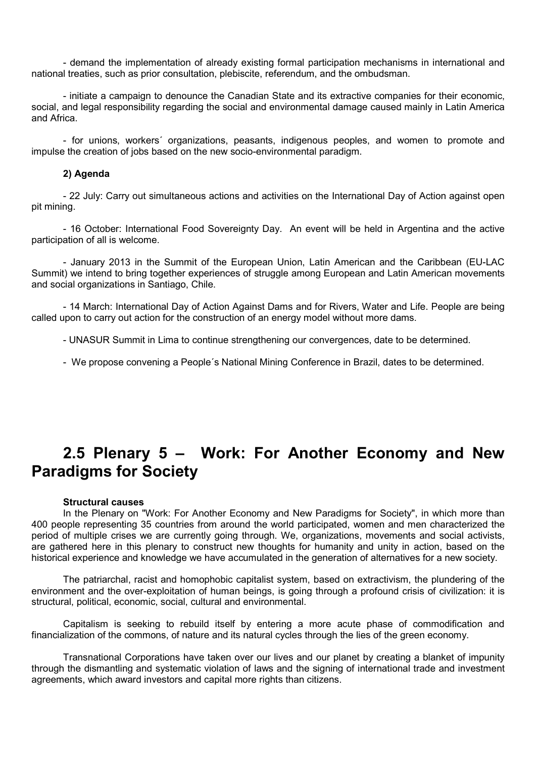- demand the implementation of already existing formal participation mechanisms in international and national treaties, such as prior consultation, plebiscite, referendum, and the ombudsman.

- initiate a campaign to denounce the Canadian State and its extractive companies for their economic, social, and legal responsibility regarding the social and environmental damage caused mainly in Latin America and Africa.

- for unions, workers´ organizations, peasants, indigenous peoples, and women to promote and impulse the creation of jobs based on the new socio-environmental paradigm.

**2) Agenda**

- 22 July: Carry out simultaneous actions and activities on the International Day of Action against open pit mining.

- 16 October: International Food Sovereignty Day. An event will be held in Argentina and the active participation of all is welcome.

- January 2013 in the Summit of the European Union, Latin American and the Caribbean (EU-LAC Summit) we intend to bring together experiences of struggle among European and Latin American movements and social organizations in Santiago, Chile.

- 14 March: International Day of Action Against Dams and for Rivers, Water and Life. People are being called upon to carry out action for the construction of an energy model without more dams.

- UNASUR Summit in Lima to continue strengthening our convergences, date to be determined.

- We propose convening a People´s National Mining Conference in Brazil, dates to be determined.

## 2.5 Plenary 5 – Work: For Another Economy and New Paradigms for Society

**Structural causes**

In the Plenary on "Work: For Another Economy and New Paradigms for Society", in which more than 400 people representing 35 countries from around the world participated, women and men characterized the period of multiple crises we are currently going through. We, organizations, movements and social activists, are gathered here in this plenary to construct new thoughts for humanity and unity in action, based on the historical experience and knowledge we have accumulated in the generation of alternatives for a new society.

The patriarchal, racist and homophobic capitalist system, based on extractivism, the plundering of the environment and the over-exploitation of human beings, is going through a profound crisis of civilization: it is structural, political, economic, social, cultural and environmental.

Capitalism is seeking to rebuild itself by entering a more acute phase of commodification and financialization of the commons, of nature and its natural cycles through the lies of the green economy.

Transnational Corporations have taken over our lives and our planet by creating a blanket of impunity through the dismantling and systematic violation of laws and the signing of international trade and investment agreements, which award investors and capital more rights than citizens.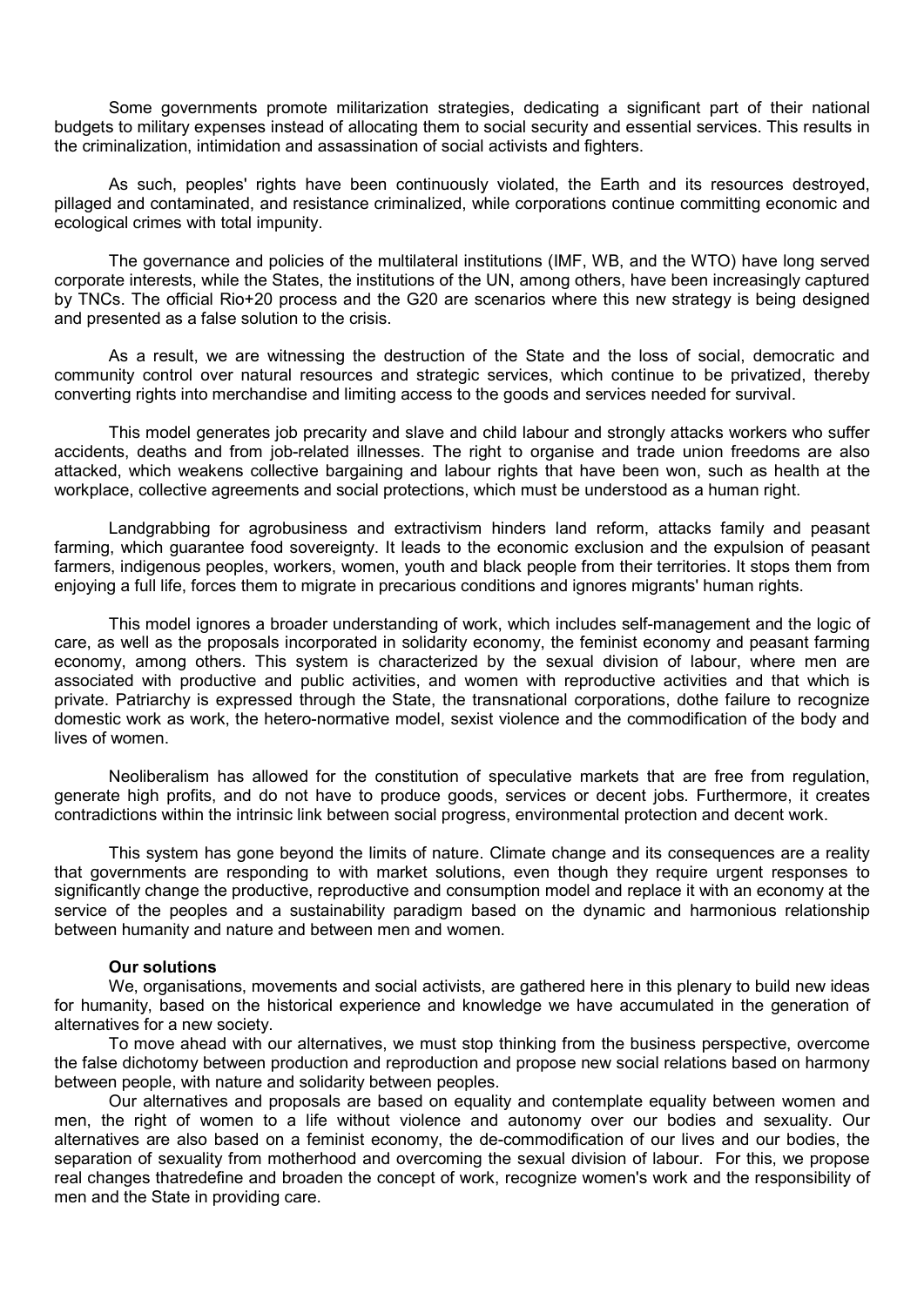Some governments promote militarization strategies, dedicating a significant part of their national budgets to military expenses instead of allocating them to social security and essential services. This results in the criminalization, intimidation and assassination of social activists and fighters.

As such, peoples' rights have been continuously violated, the Earth and its resources destroyed, pillaged and contaminated, and resistance criminalized, while corporations continue committing economic and ecological crimes with total impunity.

The governance and policies of the multilateral institutions (IMF, WB, and the WTO) have long served corporate interests, while the States, the institutions of the UN, among others, have been increasingly captured by TNCs. The official Rio+20 process and the G20 are scenarios where this new strategy is being designed and presented as a false solution to the crisis.

As a result, we are witnessing the destruction of the State and the loss of social, democratic and community control over natural resources and strategic services, which continue to be privatized, thereby converting rights into merchandise and limiting access to the goods and services needed for survival.

This model generates job precarity and slave and child labour and strongly attacks workers who suffer accidents, deaths and from job-related illnesses. The right to organise and trade union freedoms are also attacked, which weakens collective bargaining and labour rights that have been won, such as health at the workplace, collective agreements and social protections, which must be understood as a human right.

Landgrabbing for agrobusiness and extractivism hinders land reform, attacks family and peasant farming, which guarantee food sovereignty. It leads to the economic exclusion and the expulsion of peasant farmers, indigenous peoples, workers, women, youth and black people from their territories. It stops them from enjoying a full life, forces them to migrate in precarious conditions and ignores migrants' human rights.

This model ignores a broader understanding of work, which includes self-management and the logic of care, as well as the proposals incorporated in solidarity economy, the feminist economy and peasant farming economy, among others. This system is characterized by the sexual division of labour, where men are associated with productive and public activities, and women with reproductive activities and that which is private. Patriarchy is expressed through the State, the transnational corporations, dothe failure to recognize domestic work as work, the hetero-normative model, sexist violence and the commodification of the body and lives of women.

Neoliberalism has allowed for the constitution of speculative markets that are free from regulation, generate high profits, and do not have to produce goods, services or decent jobs. Furthermore, it creates contradictions within the intrinsic link between social progress, environmental protection and decent work.

This system has gone beyond the limits of nature. Climate change and its consequences are a reality that governments are responding to with market solutions, even though they require urgent responses to significantly change the productive, reproductive and consumption model and replace it with an economy at the service of the peoples and a sustainability paradigm based on the dynamic and harmonious relationship between humanity and nature and between men and women.

**Our solutions**

We, organisations, movements and social activists, are gathered here in this plenary to build new ideas for humanity, based on the historical experience and knowledge we have accumulated in the generation of alternatives for a new society.

To move ahead with our alternatives, we must stop thinking from the business perspective, overcome the false dichotomy between production and reproduction and propose new social relations based on harmony between people, with nature and solidarity between peoples.

Our alternatives and proposals are based on equality and contemplate equality between women and men, the right of women to a life without violence and autonomy over our bodies and sexuality. Our alternatives are also based on a feminist economy, the de-commodification of our lives and our bodies, the separation of sexuality from motherhood and overcoming the sexual division of labour. For this, we propose real changes thatredefine and broaden the concept of work, recognize women's work and the responsibility of men and the State in providing care.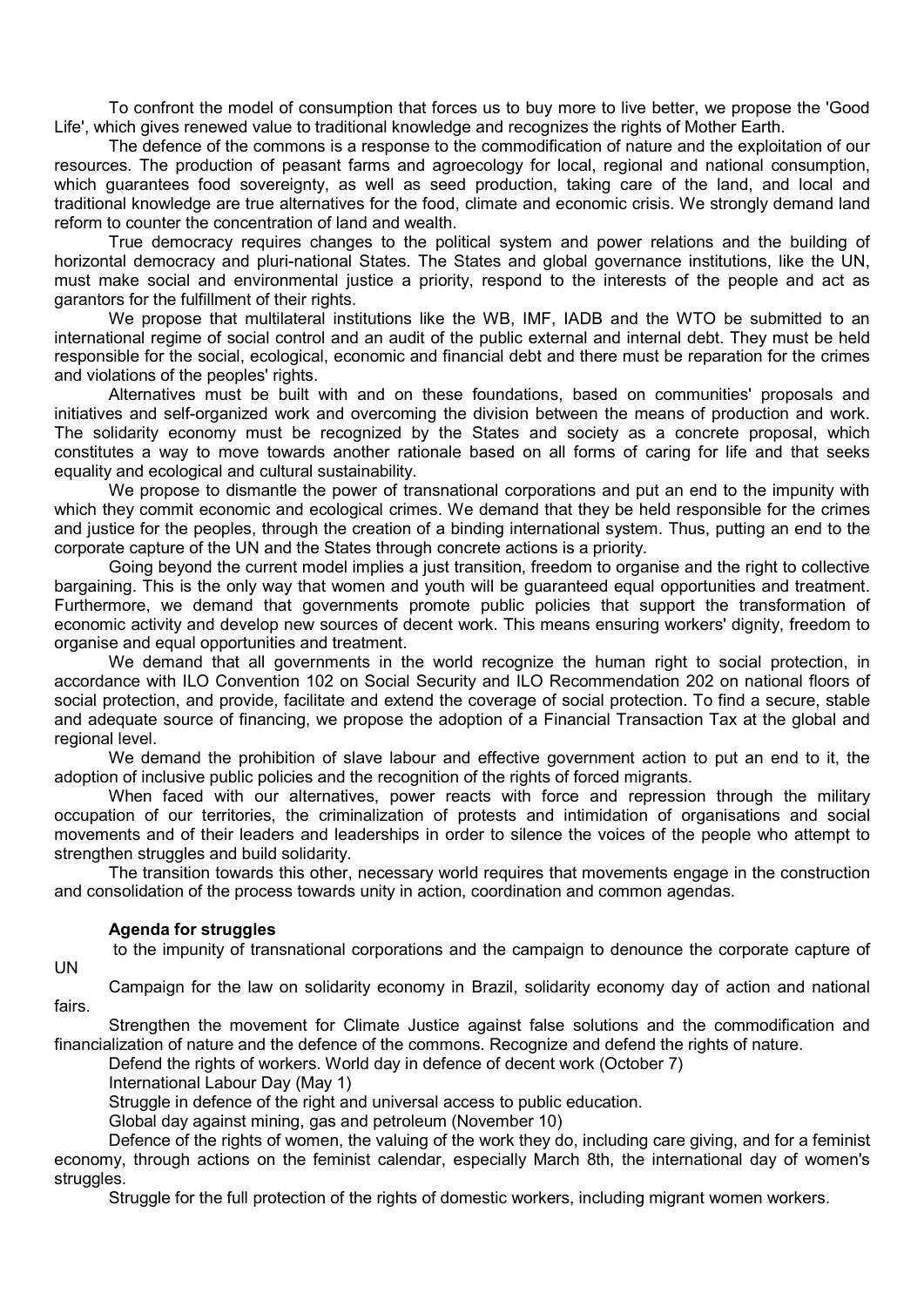To confront the model of consumption that forces us to buy more to live better, we propose the 'Good Life', which gives renewed value to traditional knowledge and recognizes the rights of Mother Earth.

The defence of the commons is a response to the commodification of nature and the exploitation of our resources. The production of peasant farms and agroecology for local, regional and national consumption, which guarantees food sovereignty, as well as seed production, taking care of the land, and local and traditional knowledge are true alternatives for the food, climate and economic crisis. We strongly demand land reform to counter the concentration of land and wealth.

True democracy requires changes to the political system and power relations and the building of horizontal democracy and pluri-national States. The States and global governance institutions, like the UN, must make social and environmental justice a priority, respond to the interests of the people and act as garantors for the fulfillment of their rights.

We propose that multilateral institutions like the WB, IMF, IADB and the WTO be submitted to an international regime of social control and an audit of the public external and internal debt. They must be held responsible for the social, ecological, economic and financial debt and there must be reparation for the crimes and violations of the peoples' rights.

Alternatives must be built with and on these foundations, based on communities' proposals and initiatives and self-organized work and overcoming the division between the means of production and work. The solidarity economy must be recognized by the States and society as a concrete proposal, which constitutes a way to move towards another rationale based on all forms of caring for life and that seeks equality and ecological and cultural sustainability.

We propose to dismantle the power of transnational corporations and put an end to the impunity with which they commit economic and ecological crimes. We demand that they be held responsible for the crimes and justice for the peoples, through the creation of a binding international system. Thus, putting an end to the corporate capture of the UN and the States through concrete actions is a priority.

Going beyond the current model implies a just transition, freedom to organise and the right to collective bargaining. This is the only way that women and youth will be guaranteed equal opportunities and treatment. Furthermore, we demand that governments promote public policies that support the transformation of economic activity and develop new sources of decent work. This means ensuring workers' dignity, freedom to organise and equal opportunities and treatment.

We demand that all governments in the world recognize the human right to social protection, in accordance with ILO Convention 102 on Social Security and ILO Recommendation 202 on national floors of social protection, and provide, facilitate and extend the coverage of social protection. To find a secure, stable and adequate source of financing, we propose the adoption of a Financial Transaction Tax at the global and regional level.

We demand the prohibition of slave labour and effective government action to put an end to it, the adoption of inclusive public policies and the recognition of the rights of forced migrants.

When faced with our alternatives, power reacts with force and repression through the military occupation of our territories, the criminalization of protests and intimidation of organisations and social movements and of their leaders and leaderships in order to silence the voices of the people who attempt to strengthen struggles and build solidarity.

The transition towards this other, necessary world requires that movements engage in the construction and consolidation of the process towards unity in action, coordination and common agendas.

**Agenda for struggles**

to the impunity of transnational corporations and the campaign to denounce the corporate capture of UN

Campaign for the law on solidarity economy in Brazil, solidarity economy day of action and national fairs.

Strengthen the movement for Climate Justice against false solutions and the commodification and financialization of nature and the defence of the commons. Recognize and defend the rights of nature.

Defend the rights of workers. World day in defence of decent work (October 7)

International Labour Day (May 1)

Struggle in defence of the right and universal access to public education.

Global day against mining, gas and petroleum (November 10)

Defence of the rights of women, the valuing of the work they do, including care giving, and for a feminist economy, through actions on the feminist calendar, especially March 8th, the international day of women's struggles.

Struggle for the full protection of the rights of domestic workers, including migrant women workers.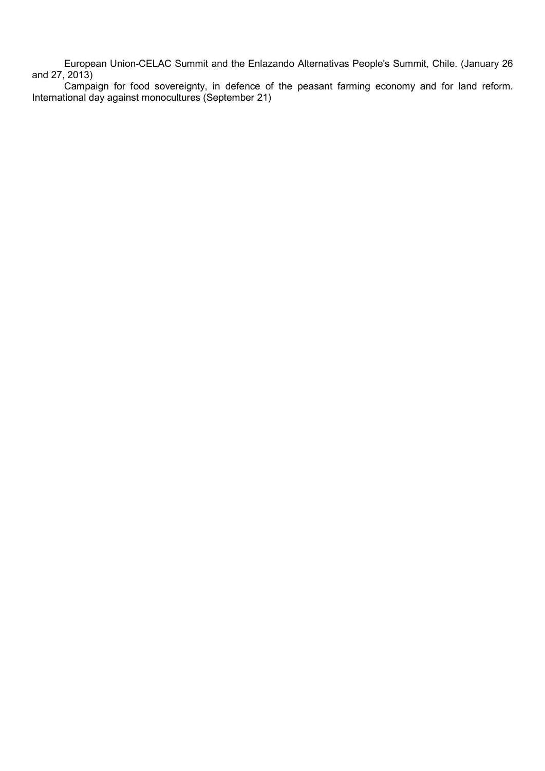European Union-CELAC Summit and the Enlazando Alternativas People's Summit, Chile. (January 26 and 27, 2013)

Campaign for food sovereignty, in defence of the peasant farming economy and for land reform. International day against monocultures (September 21)